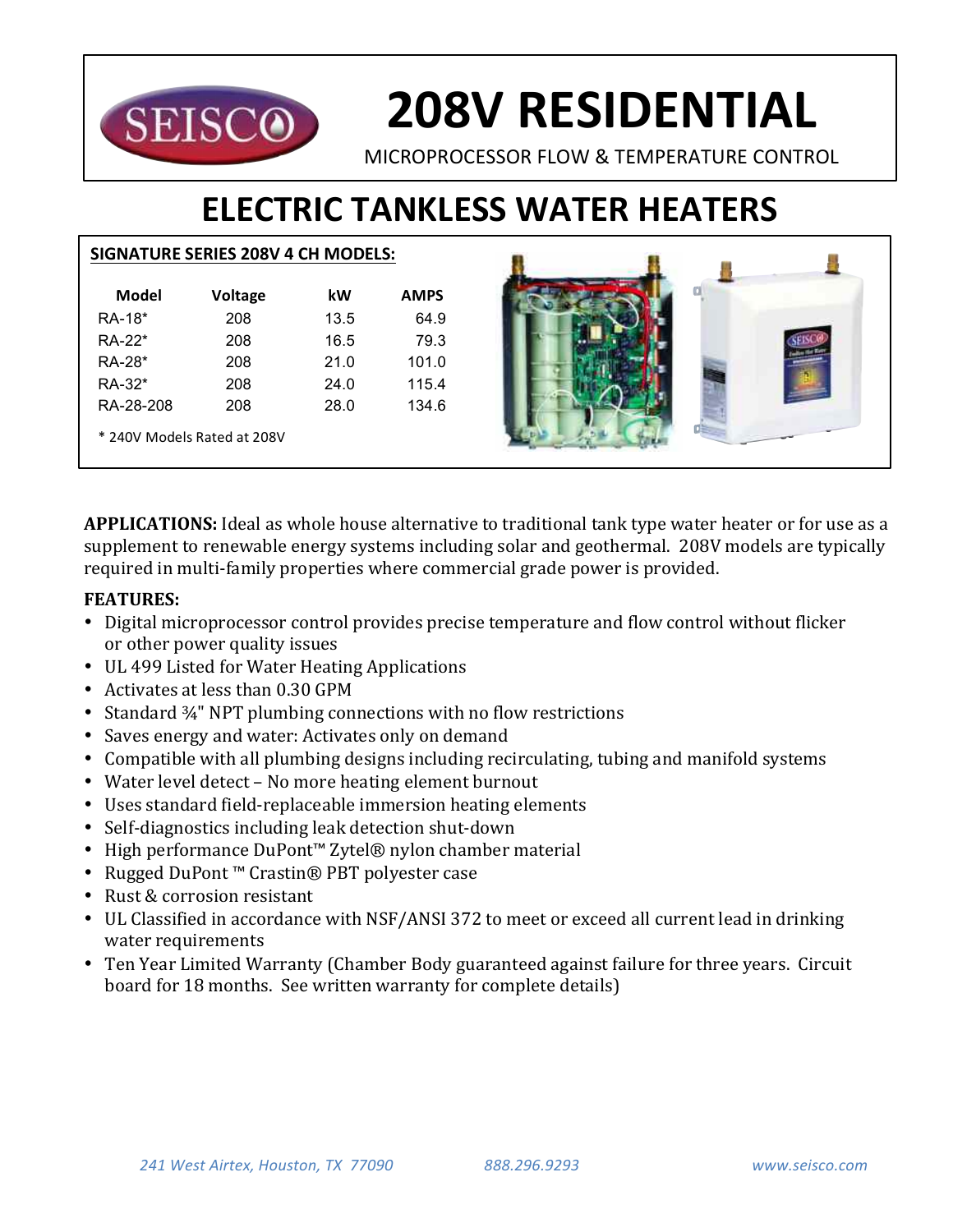SEISCO

# 208V RESIDENTIAL

MICROPROCESSOR FLOW & TEMPERATURE CONTROL

# ELECTRIC TANKLESS WATER HEATERS

**SIGNATURE SERIES 208V 4 CH MODELS:**

| Model | Voltage | kW | AMPS |
|---|---|---|---|
| RA-18* | 208 | 13.5 | 64.9 |
| RA-22* | 208 | 16.5 | 79.3 |
| RA-28* | 208 | 21.0 | 101.0 |
| RA-32* | 208 | 24.0 | 115.4 |
| RA-28-208 | 208 | 28.0 | 134.6 |

* 240V Models Rated at 208V

**APPLICATIONS:** Ideal as whole house alternative to traditional tank type water heater or for use as a supplement to renewable energy systems including solar and geothermal. 208V models are typically required in multi-family properties where commercial grade power is provided.

**FEATURES:**

- Digital microprocessor control provides precise temperature and flow control without flicker or other power quality issues
- UL 499 Listed for Water Heating Applications
- Activates at less than 0.30 GPM
- Standard ¾" NPT plumbing connections with no flow restrictions
- Saves energy and water: Activates only on demand
- Compatible with all plumbing designs including recirculating, tubing and manifold systems
- Water level detect – No more heating element burnout
- Uses standard field-replaceable immersion heating elements
- Self-diagnostics including leak detection shut-down
- High performance DuPont™ Zytel® nylon chamber material
- Rugged DuPont ™ Crastin® PBT polyester case
- Rust & corrosion resistant
- UL Classified in accordance with NSF/ANSI 372 to meet or exceed all current lead in drinking water requirements
- Ten Year Limited Warranty (Chamber Body guaranteed against failure for three years. Circuit board for 18 months. See written warranty for complete details)

*241 West Airtex, Houston, TX 77090* *888.296.9293* *www.seisco.com*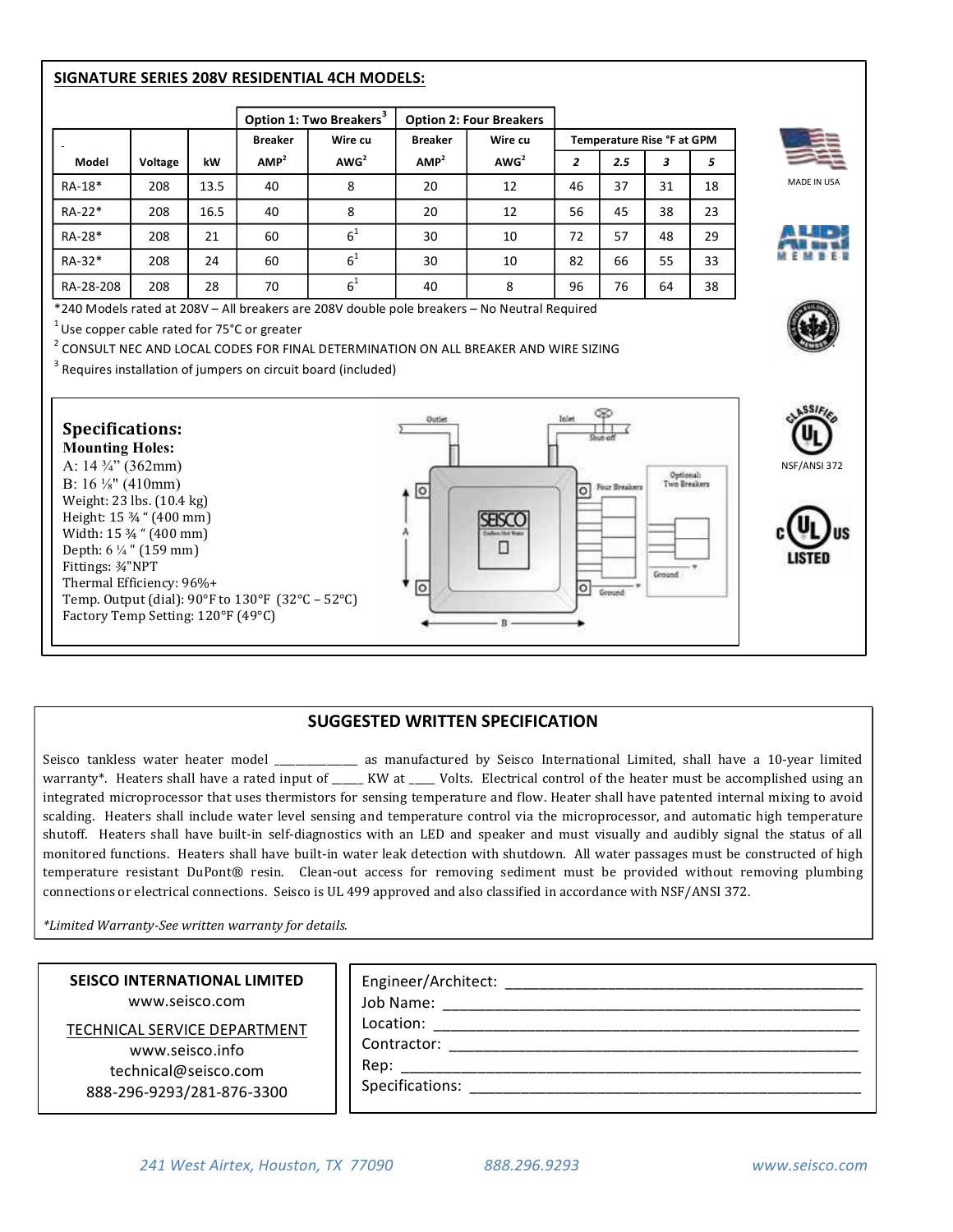## SIGNATURE SERIES 208V RESIDENTIAL 4CH MODELS:

| Model | Voltage | kW | Option 1: Two Breakers[3] Breaker AMP[2] | Option 1: Two Breakers[3] Wire cu AWG[2] | Option 2: Four Breakers Breaker AMP[2] | Option 2: Four Breakers Wire cu AWG[2] | Temperature Rise °F at GPM 2 | 2.5 | 3 | 5 |
|---|---|---|---|---|---|---|---|---|---|---|
| RA-18* | 208 | 13.5 | 40 | 8 | 20 | 12 | 46 | 37 | 31 | 18 |
| RA-22* | 208 | 16.5 | 40 | 8 | 20 | 12 | 56 | 45 | 38 | 23 |
| RA-28* | 208 | 21 | 60 | 6[1] | 30 | 10 | 72 | 57 | 48 | 29 |
| RA-32* | 208 | 24 | 60 | 6[1] | 30 | 10 | 82 | 66 | 55 | 33 |
| RA-28-208 | 208 | 28 | 70 | 6[1] | 40 | 8 | 96 | 76 | 64 | 38 |

*240 Models rated at 208V – All breakers are 208V double pole breakers – No Neutral Required

[1] Use copper cable rated for 75°C or greater

[2] CONSULT NEC AND LOCAL CODES FOR FINAL DETERMINATION ON ALL BREAKER AND WIRE SIZING

[3] Requires installation of jumpers on circuit board (included)

MADE IN USA

NSF/ANSI 372

### Specifications:

**Mounting Holes:**
A: 14 ¾" (362mm)
B: 16 ⅛" (410mm)
Weight: 23 lbs. (10.4 kg)
Height: 15 ¾ " (400 mm)
Width: 15 ¾ " (400 mm)
Depth: 6 ¼ " (159 mm)
Fittings: ¾"NPT
Thermal Efficiency: 96%+
Temp. Output (dial): 90°F to 130°F (32°C – 52°C)
Factory Temp Setting: 120°F (49°C)

Outlet
Inlet
Shut-off
Four Breakers
Optional: Two Breakers
Ground
Ground
A
B

## SUGGESTED WRITTEN SPECIFICATION

Seisco tankless water heater model ____________ as manufactured by Seisco International Limited, shall have a 10-year limited warranty*. Heaters shall have a rated input of _____ KW at ____ Volts. Electrical control of the heater must be accomplished using an integrated microprocessor that uses thermistors for sensing temperature and flow. Heater shall have patented internal mixing to avoid scalding. Heaters shall include water level sensing and temperature control via the microprocessor, and automatic high temperature shutoff. Heaters shall have built-in self-diagnostics with an LED and speaker and must visually and audibly signal the status of all monitored functions. Heaters shall have built-in water leak detection with shutdown. All water passages must be constructed of high temperature resistant DuPont® resin. Clean-out access for removing sediment must be provided without removing plumbing connections or electrical connections. Seisco is UL 499 approved and also classified in accordance with NSF/ANSI 372.

*Limited Warranty-See written warranty for details.*

**SEISCO INTERNATIONAL LIMITED**
www.seisco.com

TECHNICAL SERVICE DEPARTMENT
www.seisco.info
technical@seisco.com
888-296-9293/281-876-3300

Engineer/Architect: ____________________________________________
Job Name: ____________________________________________
Location: ____________________________________________
Contractor: ____________________________________________
Rep: ____________________________________________
Specifications: ____________________________________________

241 West Airtex, Houston, TX 77090 888.296.9293 www.seisco.com